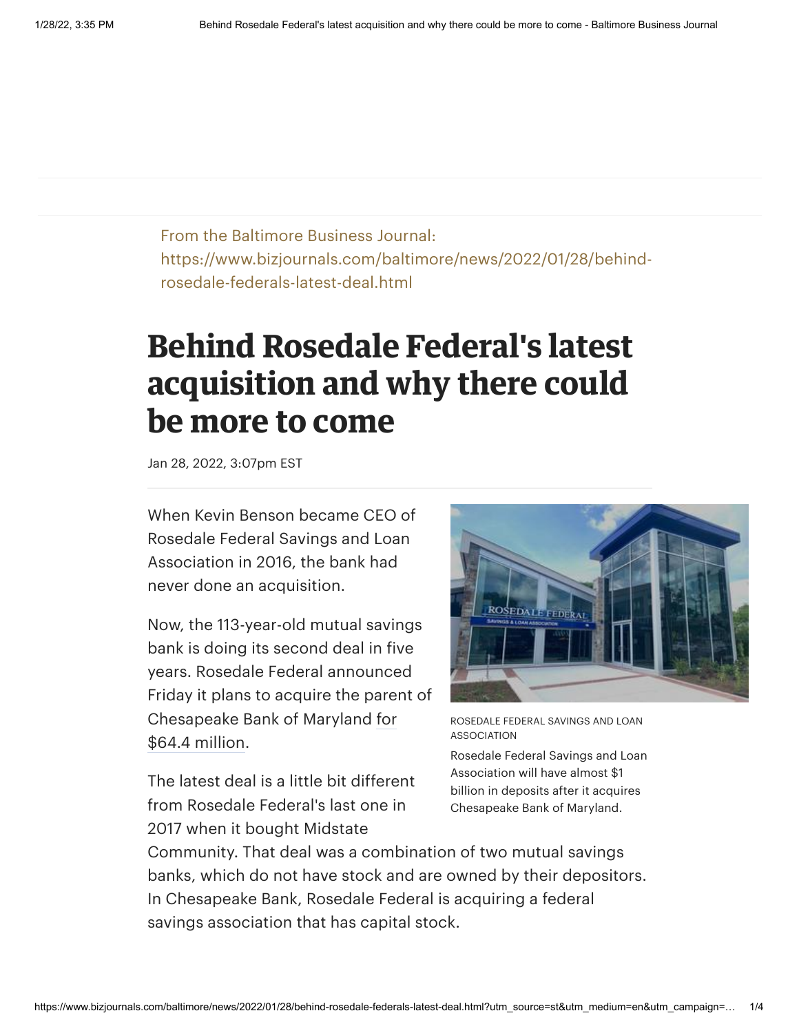From the Baltimore Business Journal:
https://www.bizjournals.com/baltimore/news/2022/01/28/behind-rosedale-federals-latest-deal.html

# Behind Rosedale Federal's latest acquisition and why there could be more to come

Jan 28, 2022, 3:07pm EST

When Kevin Benson became CEO of Rosedale Federal Savings and Loan Association in 2016, the bank had never done an acquisition.

Now, the 113-year-old mutual savings bank is doing its second deal in five years. Rosedale Federal announced Friday it plans to acquire the parent of Chesapeake Bank of Maryland for $64.4 million.

ROSEDALE FEDERAL SAVINGS AND LOAN ASSOCIATION

Rosedale Federal Savings and Loan Association will have almost $1 billion in deposits after it acquires Chesapeake Bank of Maryland.

The latest deal is a little bit different from Rosedale Federal's last one in 2017 when it bought Midstate Community. That deal was a combination of two mutual savings banks, which do not have stock and are owned by their depositors. In Chesapeake Bank, Rosedale Federal is acquiring a federal savings association that has capital stock.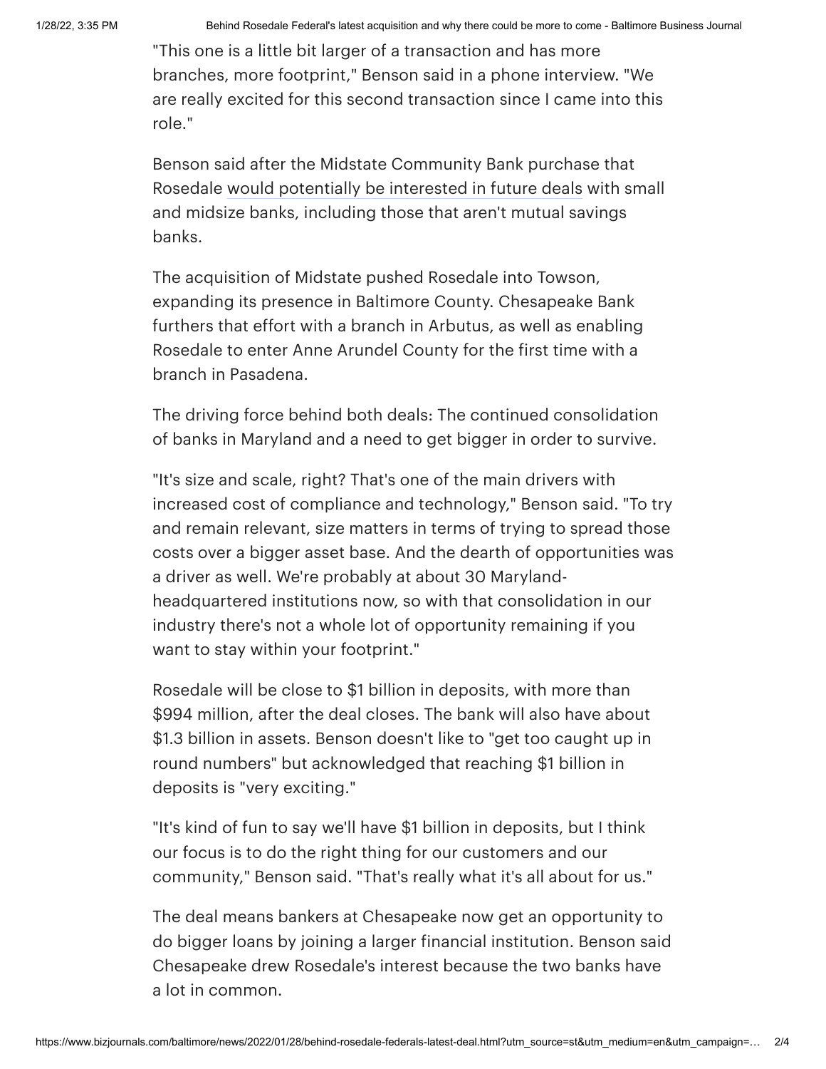"This one is a little bit larger of a transaction and has more branches, more footprint," Benson said in a phone interview. "We are really excited for this second transaction since I came into this role."

Benson said after the Midstate Community Bank purchase that Rosedale would potentially be interested in future deals with small and midsize banks, including those that aren't mutual savings banks.

The acquisition of Midstate pushed Rosedale into Towson, expanding its presence in Baltimore County. Chesapeake Bank furthers that effort with a branch in Arbutus, as well as enabling Rosedale to enter Anne Arundel County for the first time with a branch in Pasadena.

The driving force behind both deals: The continued consolidation of banks in Maryland and a need to get bigger in order to survive.

"It's size and scale, right? That's one of the main drivers with increased cost of compliance and technology," Benson said. "To try and remain relevant, size matters in terms of trying to spread those costs over a bigger asset base. And the dearth of opportunities was a driver as well. We're probably at about 30 Maryland-headquartered institutions now, so with that consolidation in our industry there's not a whole lot of opportunity remaining if you want to stay within your footprint."

Rosedale will be close to $1 billion in deposits, with more than $994 million, after the deal closes. The bank will also have about $1.3 billion in assets. Benson doesn't like to "get too caught up in round numbers" but acknowledged that reaching $1 billion in deposits is "very exciting."

"It's kind of fun to say we'll have $1 billion in deposits, but I think our focus is to do the right thing for our customers and our community," Benson said. "That's really what it's all about for us."

The deal means bankers at Chesapeake now get an opportunity to do bigger loans by joining a larger financial institution. Benson said Chesapeake drew Rosedale's interest because the two banks have a lot in common.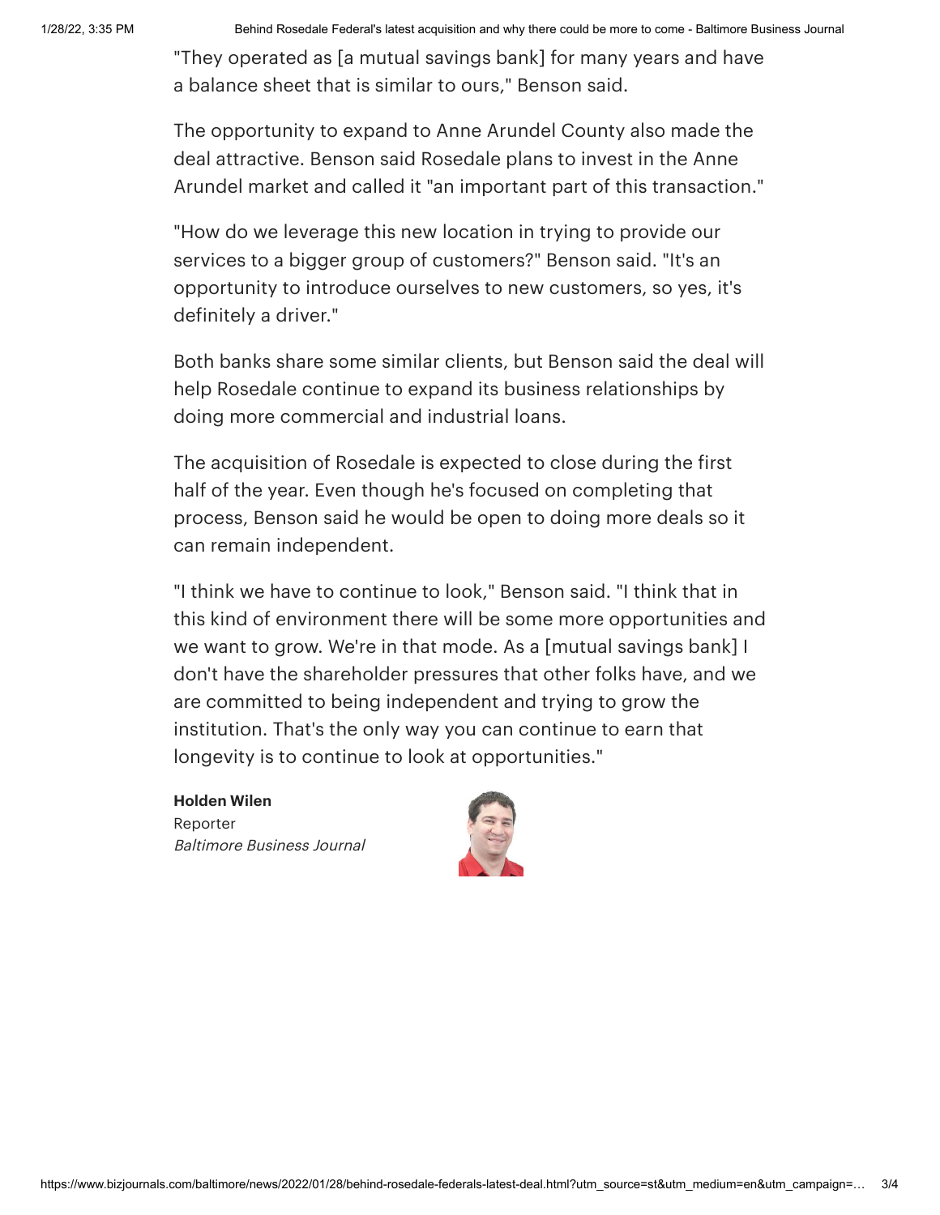"They operated as [a mutual savings bank] for many years and have a balance sheet that is similar to ours," Benson said.

The opportunity to expand to Anne Arundel County also made the deal attractive. Benson said Rosedale plans to invest in the Anne Arundel market and called it "an important part of this transaction."

"How do we leverage this new location in trying to provide our services to a bigger group of customers?" Benson said. "It's an opportunity to introduce ourselves to new customers, so yes, it's definitely a driver."

Both banks share some similar clients, but Benson said the deal will help Rosedale continue to expand its business relationships by doing more commercial and industrial loans.

The acquisition of Rosedale is expected to close during the first half of the year. Even though he's focused on completing that process, Benson said he would be open to doing more deals so it can remain independent.

"I think we have to continue to look," Benson said. "I think that in this kind of environment there will be some more opportunities and we want to grow. We're in that mode. As a [mutual savings bank] I don't have the shareholder pressures that other folks have, and we are committed to being independent and trying to grow the institution. That's the only way you can continue to earn that longevity is to continue to look at opportunities."

**Holden Wilen**
Reporter
*Baltimore Business Journal*